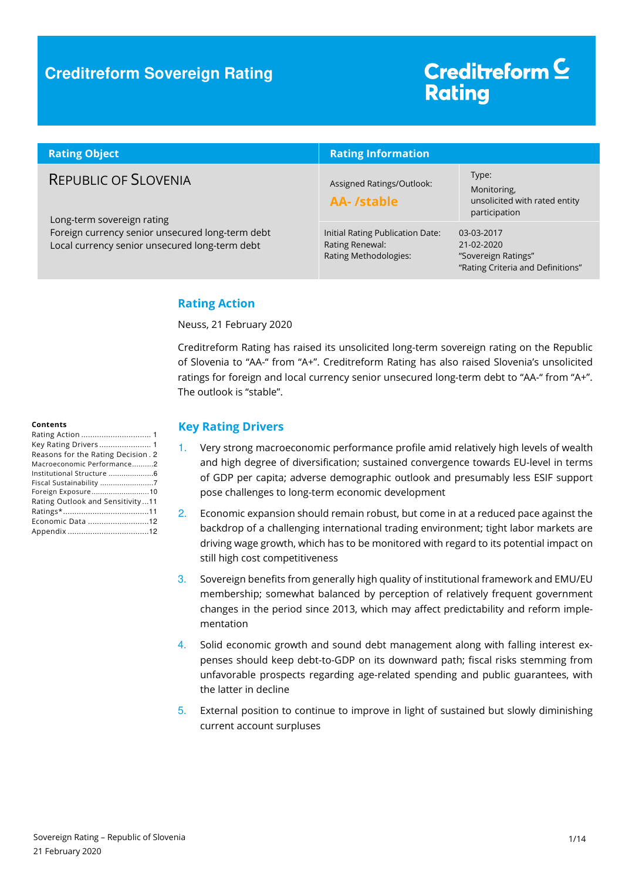# Creditreform Sovereign Rating

**Creditreform Rating**

| Rating Object | Rating Information | |
|---|---|---|
| REPUBLIC OF SLOVENIA | Assigned Ratings/Outlook: **AA- /stable** | Type: Monitoring, unsolicited with rated entity participation |
| Long-term sovereign rating<br>Foreign currency senior unsecured long-term debt<br>Local currency senior unsecured long-term debt | Initial Rating Publication Date:<br>Rating Renewal:<br>Rating Methodologies: | 03-03-2017<br>21-02-2020<br>"Sovereign Ratings"<br>"Rating Criteria and Definitions" |

**Contents**

- Rating Action ............................... 1
- Key Rating Drivers ....................... 1
- Reasons for the Rating Decision . 2
- Macroeconomic Performance..........2
- Institutional Structure ....................6
- Fiscal Sustainability .........................7
- Foreign Exposure...........................10
- Rating Outlook and Sensitivity...11
- Ratings*......................................11
- Economic Data ...........................12
- Appendix ....................................12

## Rating Action

Neuss, 21 February 2020

Creditreform Rating has raised its unsolicited long-term sovereign rating on the Republic of Slovenia to "AA-" from "A+". Creditreform Rating has also raised Slovenia's unsolicited ratings for foreign and local currency senior unsecured long-term debt to "AA-" from "A+". The outlook is "stable".

## Key Rating Drivers

1. Very strong macroeconomic performance profile amid relatively high levels of wealth and high degree of diversification; sustained convergence towards EU-level in terms of GDP per capita; adverse demographic outlook and presumably less ESIF support pose challenges to long-term economic development
2. Economic expansion should remain robust, but come in at a reduced pace against the backdrop of a challenging international trading environment; tight labor markets are driving wage growth, which has to be monitored with regard to its potential impact on still high cost competitiveness
3. Sovereign benefits from generally high quality of institutional framework and EMU/EU membership; somewhat balanced by perception of relatively frequent government changes in the period since 2013, which may affect predictability and reform implementation
4. Solid economic growth and sound debt management along with falling interest expenses should keep debt-to-GDP on its downward path; fiscal risks stemming from unfavorable prospects regarding age-related spending and public guarantees, with the latter in decline
5. External position to continue to improve in light of sustained but slowly diminishing current account surpluses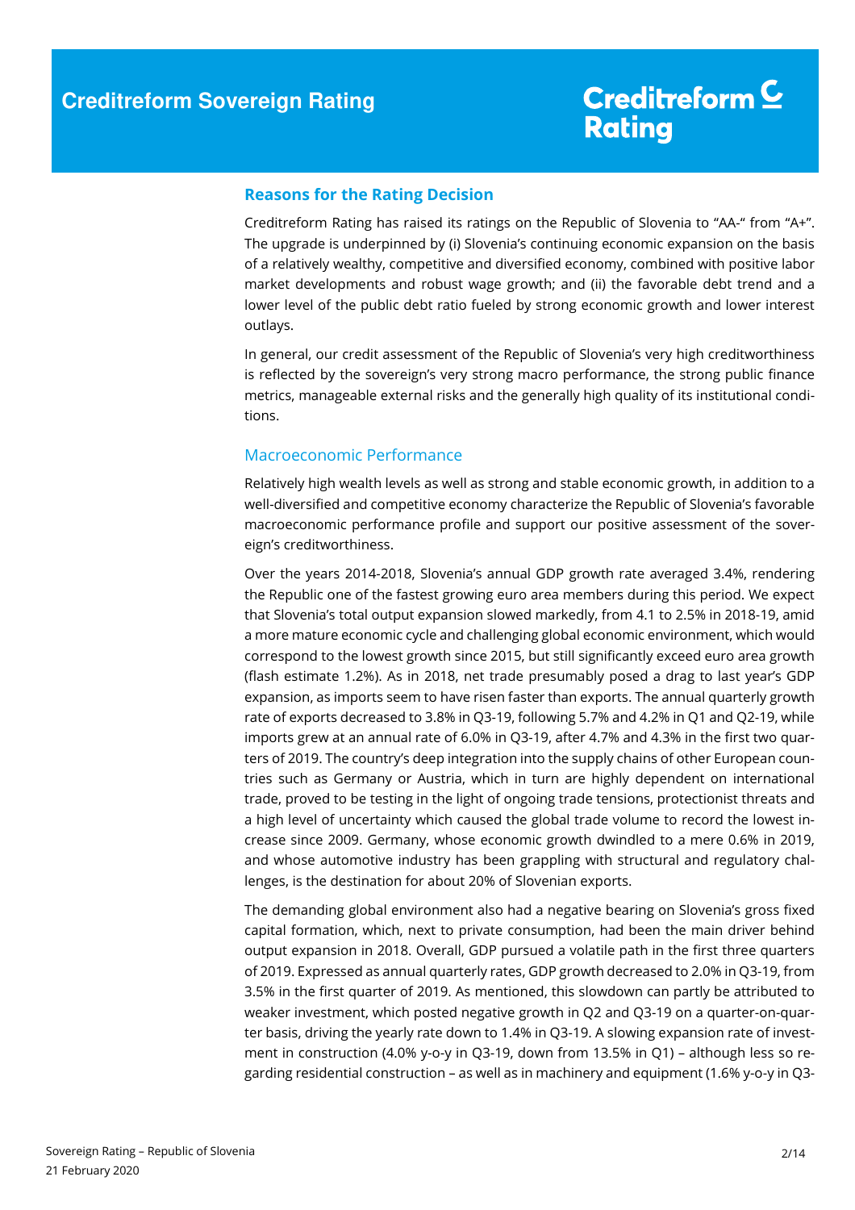## Reasons for the Rating Decision

Creditreform Rating has raised its ratings on the Republic of Slovenia to "AA-" from "A+". The upgrade is underpinned by (i) Slovenia's continuing economic expansion on the basis of a relatively wealthy, competitive and diversified economy, combined with positive labor market developments and robust wage growth; and (ii) the favorable debt trend and a lower level of the public debt ratio fueled by strong economic growth and lower interest outlays.

In general, our credit assessment of the Republic of Slovenia's very high creditworthiness is reflected by the sovereign's very strong macro performance, the strong public finance metrics, manageable external risks and the generally high quality of its institutional conditions.

### Macroeconomic Performance

Relatively high wealth levels as well as strong and stable economic growth, in addition to a well-diversified and competitive economy characterize the Republic of Slovenia's favorable macroeconomic performance profile and support our positive assessment of the sovereign's creditworthiness.

Over the years 2014-2018, Slovenia's annual GDP growth rate averaged 3.4%, rendering the Republic one of the fastest growing euro area members during this period. We expect that Slovenia's total output expansion slowed markedly, from 4.1 to 2.5% in 2018-19, amid a more mature economic cycle and challenging global economic environment, which would correspond to the lowest growth since 2015, but still significantly exceed euro area growth (flash estimate 1.2%). As in 2018, net trade presumably posed a drag to last year's GDP expansion, as imports seem to have risen faster than exports. The annual quarterly growth rate of exports decreased to 3.8% in Q3-19, following 5.7% and 4.2% in Q1 and Q2-19, while imports grew at an annual rate of 6.0% in Q3-19, after 4.7% and 4.3% in the first two quarters of 2019. The country's deep integration into the supply chains of other European countries such as Germany or Austria, which in turn are highly dependent on international trade, proved to be testing in the light of ongoing trade tensions, protectionist threats and a high level of uncertainty which caused the global trade volume to record the lowest increase since 2009. Germany, whose economic growth dwindled to a mere 0.6% in 2019, and whose automotive industry has been grappling with structural and regulatory challenges, is the destination for about 20% of Slovenian exports.

The demanding global environment also had a negative bearing on Slovenia's gross fixed capital formation, which, next to private consumption, had been the main driver behind output expansion in 2018. Overall, GDP pursued a volatile path in the first three quarters of 2019. Expressed as annual quarterly rates, GDP growth decreased to 2.0% in Q3-19, from 3.5% in the first quarter of 2019. As mentioned, this slowdown can partly be attributed to weaker investment, which posted negative growth in Q2 and Q3-19 on a quarter-on-quarter basis, driving the yearly rate down to 1.4% in Q3-19. A slowing expansion rate of investment in construction (4.0% y-o-y in Q3-19, down from 13.5% in Q1) – although less so regarding residential construction – as well as in machinery and equipment (1.6% y-o-y in Q3-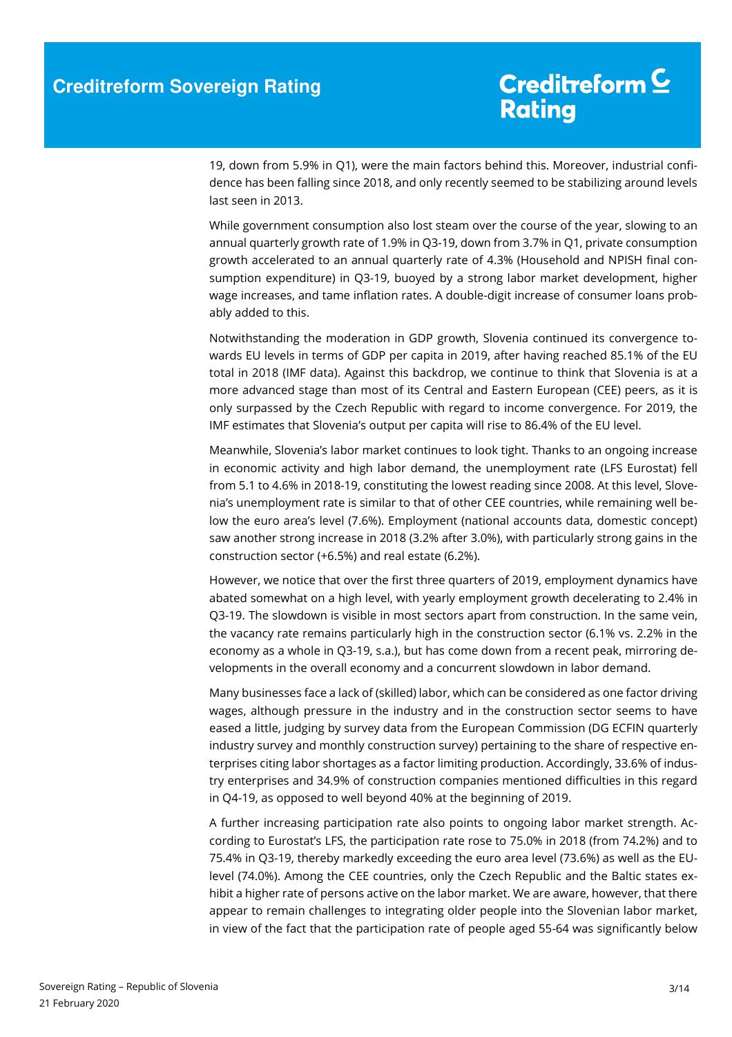19, down from 5.9% in Q1), were the main factors behind this. Moreover, industrial confidence has been falling since 2018, and only recently seemed to be stabilizing around levels last seen in 2013.

While government consumption also lost steam over the course of the year, slowing to an annual quarterly growth rate of 1.9% in Q3-19, down from 3.7% in Q1, private consumption growth accelerated to an annual quarterly rate of 4.3% (Household and NPISH final consumption expenditure) in Q3-19, buoyed by a strong labor market development, higher wage increases, and tame inflation rates. A double-digit increase of consumer loans probably added to this.

Notwithstanding the moderation in GDP growth, Slovenia continued its convergence towards EU levels in terms of GDP per capita in 2019, after having reached 85.1% of the EU total in 2018 (IMF data). Against this backdrop, we continue to think that Slovenia is at a more advanced stage than most of its Central and Eastern European (CEE) peers, as it is only surpassed by the Czech Republic with regard to income convergence. For 2019, the IMF estimates that Slovenia's output per capita will rise to 86.4% of the EU level.

Meanwhile, Slovenia's labor market continues to look tight. Thanks to an ongoing increase in economic activity and high labor demand, the unemployment rate (LFS Eurostat) fell from 5.1 to 4.6% in 2018-19, constituting the lowest reading since 2008. At this level, Slovenia's unemployment rate is similar to that of other CEE countries, while remaining well below the euro area's level (7.6%). Employment (national accounts data, domestic concept) saw another strong increase in 2018 (3.2% after 3.0%), with particularly strong gains in the construction sector (+6.5%) and real estate (6.2%).

However, we notice that over the first three quarters of 2019, employment dynamics have abated somewhat on a high level, with yearly employment growth decelerating to 2.4% in Q3-19. The slowdown is visible in most sectors apart from construction. In the same vein, the vacancy rate remains particularly high in the construction sector (6.1% vs. 2.2% in the economy as a whole in Q3-19, s.a.), but has come down from a recent peak, mirroring developments in the overall economy and a concurrent slowdown in labor demand.

Many businesses face a lack of (skilled) labor, which can be considered as one factor driving wages, although pressure in the industry and in the construction sector seems to have eased a little, judging by survey data from the European Commission (DG ECFIN quarterly industry survey and monthly construction survey) pertaining to the share of respective enterprises citing labor shortages as a factor limiting production. Accordingly, 33.6% of industry enterprises and 34.9% of construction companies mentioned difficulties in this regard in Q4-19, as opposed to well beyond 40% at the beginning of 2019.

A further increasing participation rate also points to ongoing labor market strength. According to Eurostat's LFS, the participation rate rose to 75.0% in 2018 (from 74.2%) and to 75.4% in Q3-19, thereby markedly exceeding the euro area level (73.6%) as well as the EU-level (74.0%). Among the CEE countries, only the Czech Republic and the Baltic states exhibit a higher rate of persons active on the labor market. We are aware, however, that there appear to remain challenges to integrating older people into the Slovenian labor market, in view of the fact that the participation rate of people aged 55-64 was significantly below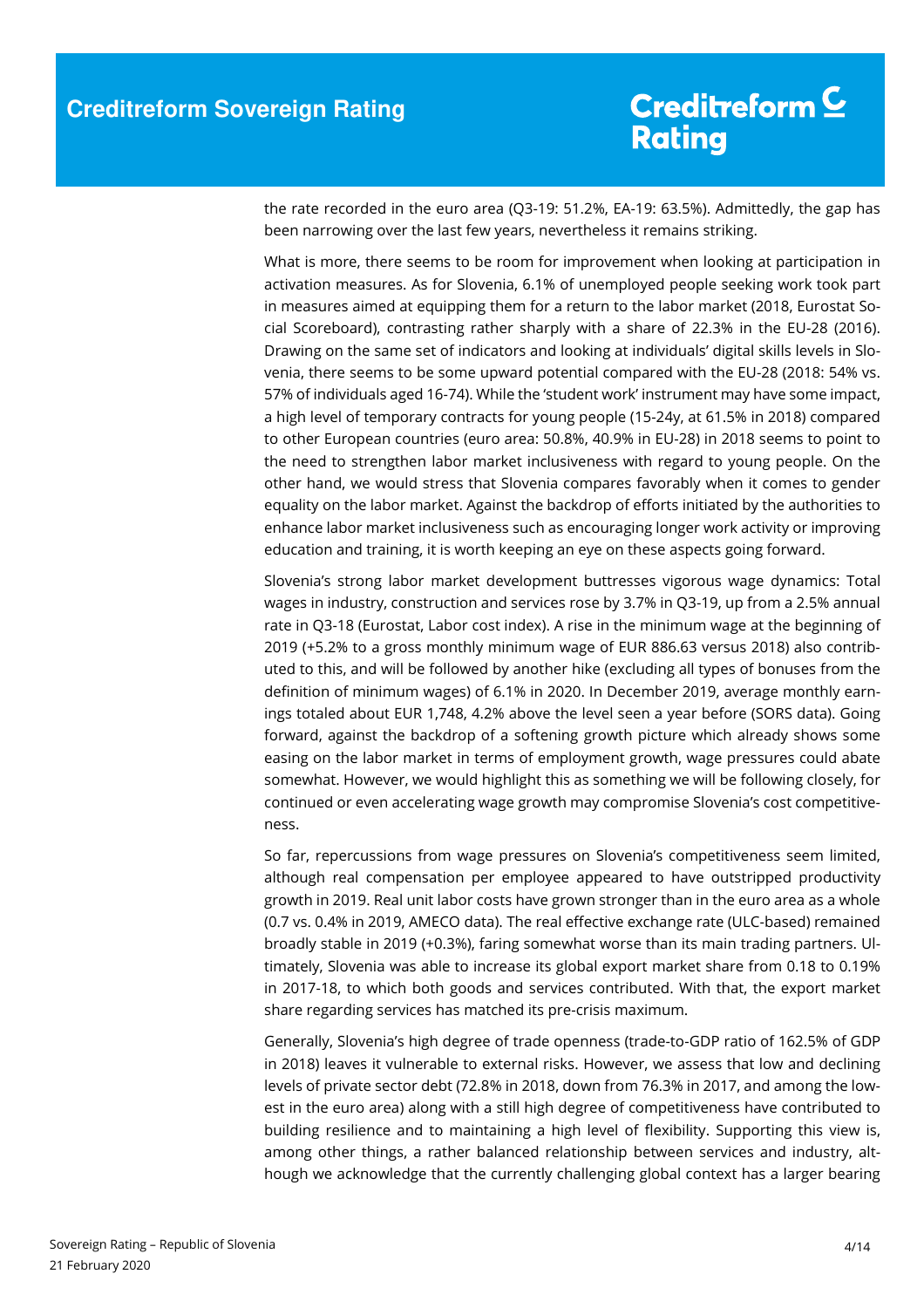the rate recorded in the euro area (Q3-19: 51.2%, EA-19: 63.5%). Admittedly, the gap has been narrowing over the last few years, nevertheless it remains striking.

What is more, there seems to be room for improvement when looking at participation in activation measures. As for Slovenia, 6.1% of unemployed people seeking work took part in measures aimed at equipping them for a return to the labor market (2018, Eurostat Social Scoreboard), contrasting rather sharply with a share of 22.3% in the EU-28 (2016). Drawing on the same set of indicators and looking at individuals' digital skills levels in Slovenia, there seems to be some upward potential compared with the EU-28 (2018: 54% vs. 57% of individuals aged 16-74). While the 'student work' instrument may have some impact, a high level of temporary contracts for young people (15-24y, at 61.5% in 2018) compared to other European countries (euro area: 50.8%, 40.9% in EU-28) in 2018 seems to point to the need to strengthen labor market inclusiveness with regard to young people. On the other hand, we would stress that Slovenia compares favorably when it comes to gender equality on the labor market. Against the backdrop of efforts initiated by the authorities to enhance labor market inclusiveness such as encouraging longer work activity or improving education and training, it is worth keeping an eye on these aspects going forward.

Slovenia's strong labor market development buttresses vigorous wage dynamics: Total wages in industry, construction and services rose by 3.7% in Q3-19, up from a 2.5% annual rate in Q3-18 (Eurostat, Labor cost index). A rise in the minimum wage at the beginning of 2019 (+5.2% to a gross monthly minimum wage of EUR 886.63 versus 2018) also contributed to this, and will be followed by another hike (excluding all types of bonuses from the definition of minimum wages) of 6.1% in 2020. In December 2019, average monthly earnings totaled about EUR 1,748, 4.2% above the level seen a year before (SORS data). Going forward, against the backdrop of a softening growth picture which already shows some easing on the labor market in terms of employment growth, wage pressures could abate somewhat. However, we would highlight this as something we will be following closely, for continued or even accelerating wage growth may compromise Slovenia's cost competitiveness.

So far, repercussions from wage pressures on Slovenia's competitiveness seem limited, although real compensation per employee appeared to have outstripped productivity growth in 2019. Real unit labor costs have grown stronger than in the euro area as a whole (0.7 vs. 0.4% in 2019, AMECO data). The real effective exchange rate (ULC-based) remained broadly stable in 2019 (+0.3%), faring somewhat worse than its main trading partners. Ultimately, Slovenia was able to increase its global export market share from 0.18 to 0.19% in 2017-18, to which both goods and services contributed. With that, the export market share regarding services has matched its pre-crisis maximum.

Generally, Slovenia's high degree of trade openness (trade-to-GDP ratio of 162.5% of GDP in 2018) leaves it vulnerable to external risks. However, we assess that low and declining levels of private sector debt (72.8% in 2018, down from 76.3% in 2017, and among the lowest in the euro area) along with a still high degree of competitiveness have contributed to building resilience and to maintaining a high level of flexibility. Supporting this view is, among other things, a rather balanced relationship between services and industry, although we acknowledge that the currently challenging global context has a larger bearing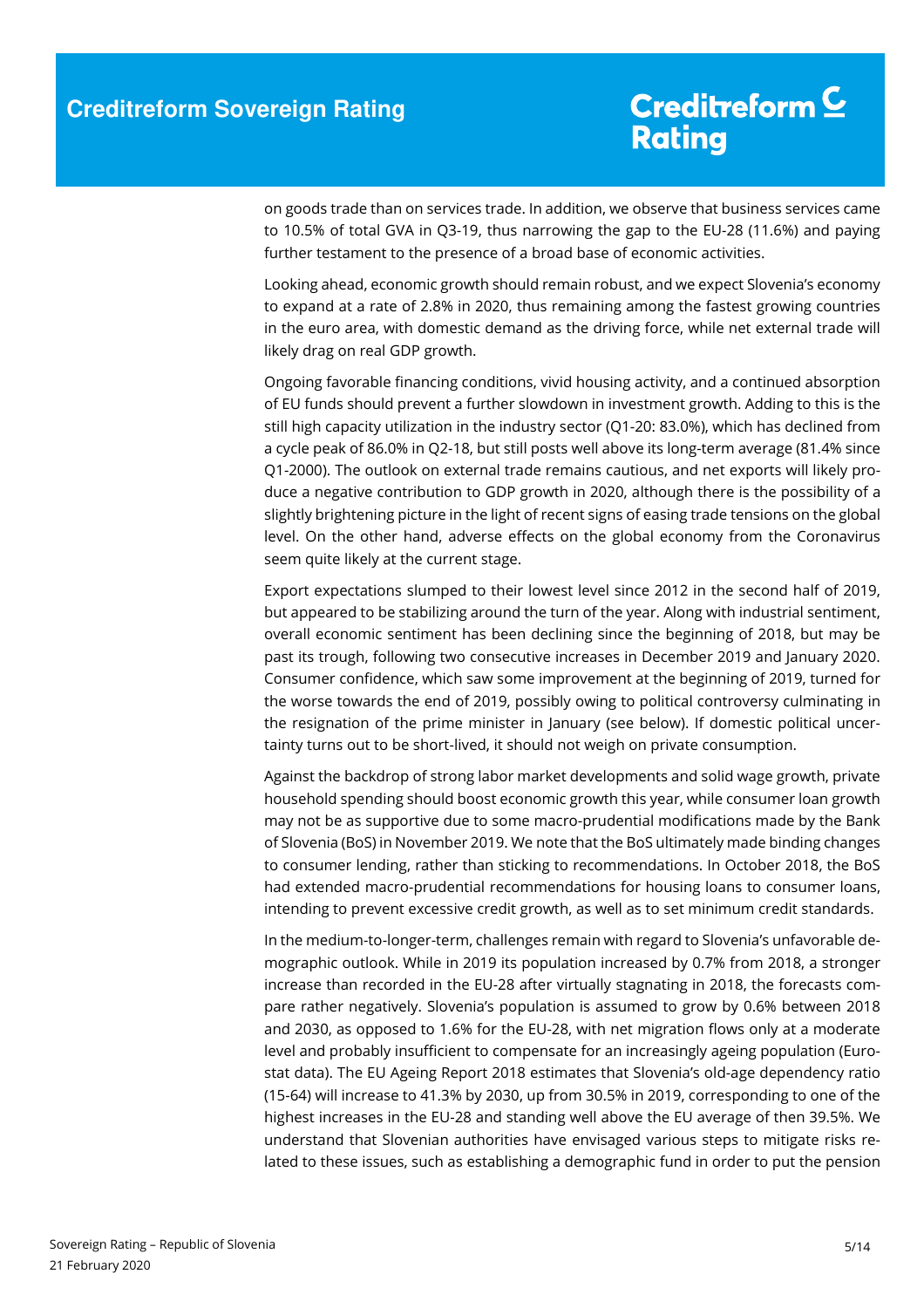on goods trade than on services trade. In addition, we observe that business services came to 10.5% of total GVA in Q3-19, thus narrowing the gap to the EU-28 (11.6%) and paying further testament to the presence of a broad base of economic activities.

Looking ahead, economic growth should remain robust, and we expect Slovenia's economy to expand at a rate of 2.8% in 2020, thus remaining among the fastest growing countries in the euro area, with domestic demand as the driving force, while net external trade will likely drag on real GDP growth.

Ongoing favorable financing conditions, vivid housing activity, and a continued absorption of EU funds should prevent a further slowdown in investment growth. Adding to this is the still high capacity utilization in the industry sector (Q1-20: 83.0%), which has declined from a cycle peak of 86.0% in Q2-18, but still posts well above its long-term average (81.4% since Q1-2000). The outlook on external trade remains cautious, and net exports will likely produce a negative contribution to GDP growth in 2020, although there is the possibility of a slightly brightening picture in the light of recent signs of easing trade tensions on the global level. On the other hand, adverse effects on the global economy from the Coronavirus seem quite likely at the current stage.

Export expectations slumped to their lowest level since 2012 in the second half of 2019, but appeared to be stabilizing around the turn of the year. Along with industrial sentiment, overall economic sentiment has been declining since the beginning of 2018, but may be past its trough, following two consecutive increases in December 2019 and January 2020. Consumer confidence, which saw some improvement at the beginning of 2019, turned for the worse towards the end of 2019, possibly owing to political controversy culminating in the resignation of the prime minister in January (see below). If domestic political uncertainty turns out to be short-lived, it should not weigh on private consumption.

Against the backdrop of strong labor market developments and solid wage growth, private household spending should boost economic growth this year, while consumer loan growth may not be as supportive due to some macro-prudential modifications made by the Bank of Slovenia (BoS) in November 2019. We note that the BoS ultimately made binding changes to consumer lending, rather than sticking to recommendations. In October 2018, the BoS had extended macro-prudential recommendations for housing loans to consumer loans, intending to prevent excessive credit growth, as well as to set minimum credit standards.

In the medium-to-longer-term, challenges remain with regard to Slovenia's unfavorable demographic outlook. While in 2019 its population increased by 0.7% from 2018, a stronger increase than recorded in the EU-28 after virtually stagnating in 2018, the forecasts compare rather negatively. Slovenia's population is assumed to grow by 0.6% between 2018 and 2030, as opposed to 1.6% for the EU-28, with net migration flows only at a moderate level and probably insufficient to compensate for an increasingly ageing population (Eurostat data). The EU Ageing Report 2018 estimates that Slovenia's old-age dependency ratio (15-64) will increase to 41.3% by 2030, up from 30.5% in 2019, corresponding to one of the highest increases in the EU-28 and standing well above the EU average of then 39.5%. We understand that Slovenian authorities have envisaged various steps to mitigate risks related to these issues, such as establishing a demographic fund in order to put the pension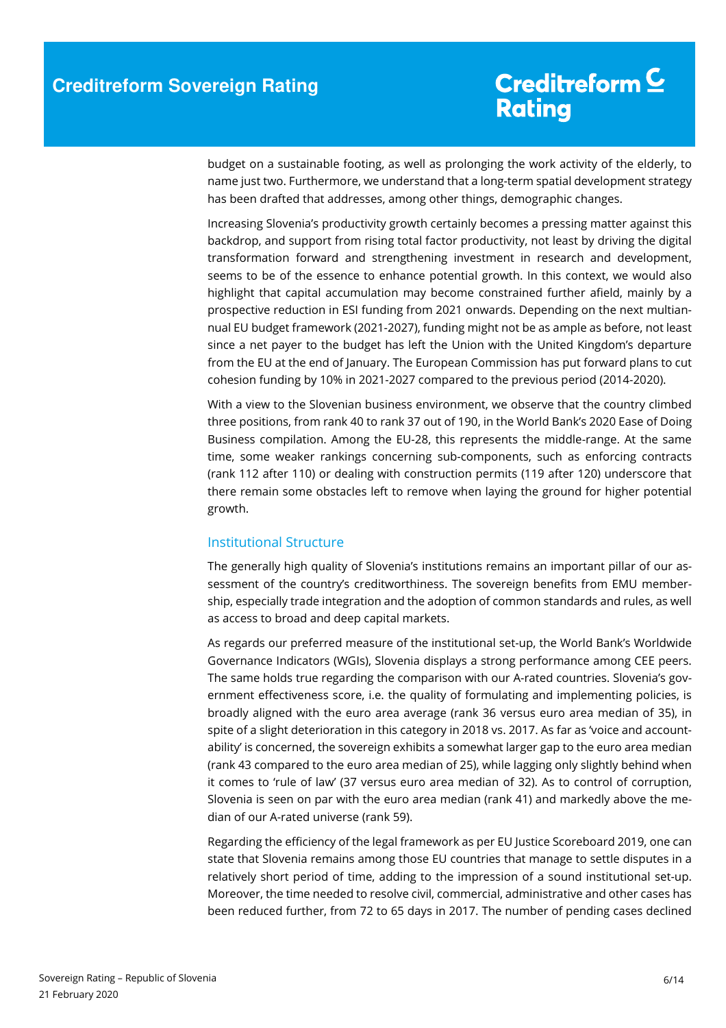budget on a sustainable footing, as well as prolonging the work activity of the elderly, to name just two. Furthermore, we understand that a long-term spatial development strategy has been drafted that addresses, among other things, demographic changes.

Increasing Slovenia's productivity growth certainly becomes a pressing matter against this backdrop, and support from rising total factor productivity, not least by driving the digital transformation forward and strengthening investment in research and development, seems to be of the essence to enhance potential growth. In this context, we would also highlight that capital accumulation may become constrained further afield, mainly by a prospective reduction in ESI funding from 2021 onwards. Depending on the next multiannual EU budget framework (2021-2027), funding might not be as ample as before, not least since a net payer to the budget has left the Union with the United Kingdom's departure from the EU at the end of January. The European Commission has put forward plans to cut cohesion funding by 10% in 2021-2027 compared to the previous period (2014-2020).

With a view to the Slovenian business environment, we observe that the country climbed three positions, from rank 40 to rank 37 out of 190, in the World Bank's 2020 Ease of Doing Business compilation. Among the EU-28, this represents the middle-range. At the same time, some weaker rankings concerning sub-components, such as enforcing contracts (rank 112 after 110) or dealing with construction permits (119 after 120) underscore that there remain some obstacles left to remove when laying the ground for higher potential growth.

## Institutional Structure

The generally high quality of Slovenia's institutions remains an important pillar of our assessment of the country's creditworthiness. The sovereign benefits from EMU membership, especially trade integration and the adoption of common standards and rules, as well as access to broad and deep capital markets.

As regards our preferred measure of the institutional set-up, the World Bank's Worldwide Governance Indicators (WGIs), Slovenia displays a strong performance among CEE peers. The same holds true regarding the comparison with our A-rated countries. Slovenia's government effectiveness score, i.e. the quality of formulating and implementing policies, is broadly aligned with the euro area average (rank 36 versus euro area median of 35), in spite of a slight deterioration in this category in 2018 vs. 2017. As far as 'voice and accountability' is concerned, the sovereign exhibits a somewhat larger gap to the euro area median (rank 43 compared to the euro area median of 25), while lagging only slightly behind when it comes to 'rule of law' (37 versus euro area median of 32). As to control of corruption, Slovenia is seen on par with the euro area median (rank 41) and markedly above the median of our A-rated universe (rank 59).

Regarding the efficiency of the legal framework as per EU Justice Scoreboard 2019, one can state that Slovenia remains among those EU countries that manage to settle disputes in a relatively short period of time, adding to the impression of a sound institutional set-up. Moreover, the time needed to resolve civil, commercial, administrative and other cases has been reduced further, from 72 to 65 days in 2017. The number of pending cases declined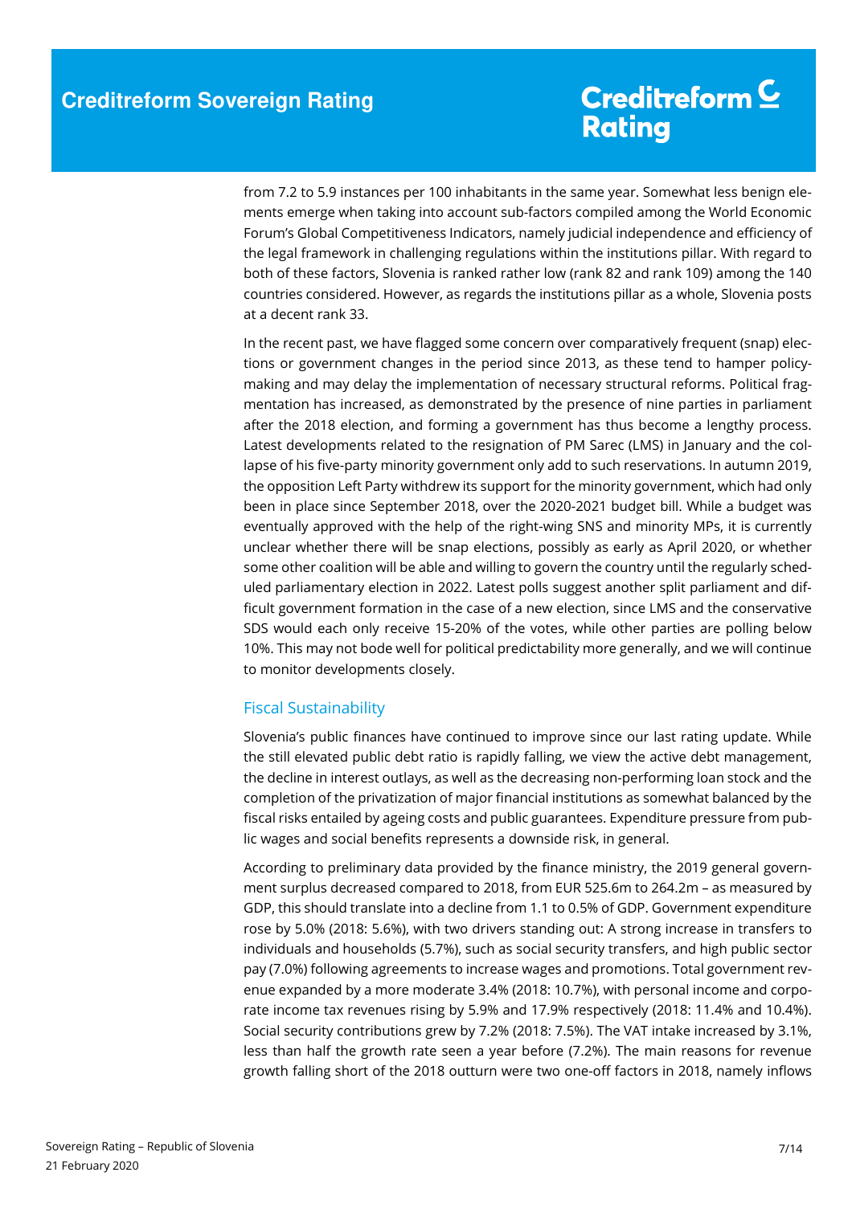from 7.2 to 5.9 instances per 100 inhabitants in the same year. Somewhat less benign elements emerge when taking into account sub-factors compiled among the World Economic Forum's Global Competitiveness Indicators, namely judicial independence and efficiency of the legal framework in challenging regulations within the institutions pillar. With regard to both of these factors, Slovenia is ranked rather low (rank 82 and rank 109) among the 140 countries considered. However, as regards the institutions pillar as a whole, Slovenia posts at a decent rank 33.

In the recent past, we have flagged some concern over comparatively frequent (snap) elections or government changes in the period since 2013, as these tend to hamper policy-making and may delay the implementation of necessary structural reforms. Political fragmentation has increased, as demonstrated by the presence of nine parties in parliament after the 2018 election, and forming a government has thus become a lengthy process. Latest developments related to the resignation of PM Sarec (LMS) in January and the collapse of his five-party minority government only add to such reservations. In autumn 2019, the opposition Left Party withdrew its support for the minority government, which had only been in place since September 2018, over the 2020-2021 budget bill. While a budget was eventually approved with the help of the right-wing SNS and minority MPs, it is currently unclear whether there will be snap elections, possibly as early as April 2020, or whether some other coalition will be able and willing to govern the country until the regularly scheduled parliamentary election in 2022. Latest polls suggest another split parliament and difficult government formation in the case of a new election, since LMS and the conservative SDS would each only receive 15-20% of the votes, while other parties are polling below 10%. This may not bode well for political predictability more generally, and we will continue to monitor developments closely.

## Fiscal Sustainability

Slovenia's public finances have continued to improve since our last rating update. While the still elevated public debt ratio is rapidly falling, we view the active debt management, the decline in interest outlays, as well as the decreasing non-performing loan stock and the completion of the privatization of major financial institutions as somewhat balanced by the fiscal risks entailed by ageing costs and public guarantees. Expenditure pressure from public wages and social benefits represents a downside risk, in general.

According to preliminary data provided by the finance ministry, the 2019 general government surplus decreased compared to 2018, from EUR 525.6m to 264.2m – as measured by GDP, this should translate into a decline from 1.1 to 0.5% of GDP. Government expenditure rose by 5.0% (2018: 5.6%), with two drivers standing out: A strong increase in transfers to individuals and households (5.7%), such as social security transfers, and high public sector pay (7.0%) following agreements to increase wages and promotions. Total government revenue expanded by a more moderate 3.4% (2018: 10.7%), with personal income and corporate income tax revenues rising by 5.9% and 17.9% respectively (2018: 11.4% and 10.4%). Social security contributions grew by 7.2% (2018: 7.5%). The VAT intake increased by 3.1%, less than half the growth rate seen a year before (7.2%). The main reasons for revenue growth falling short of the 2018 outturn were two one-off factors in 2018, namely inflows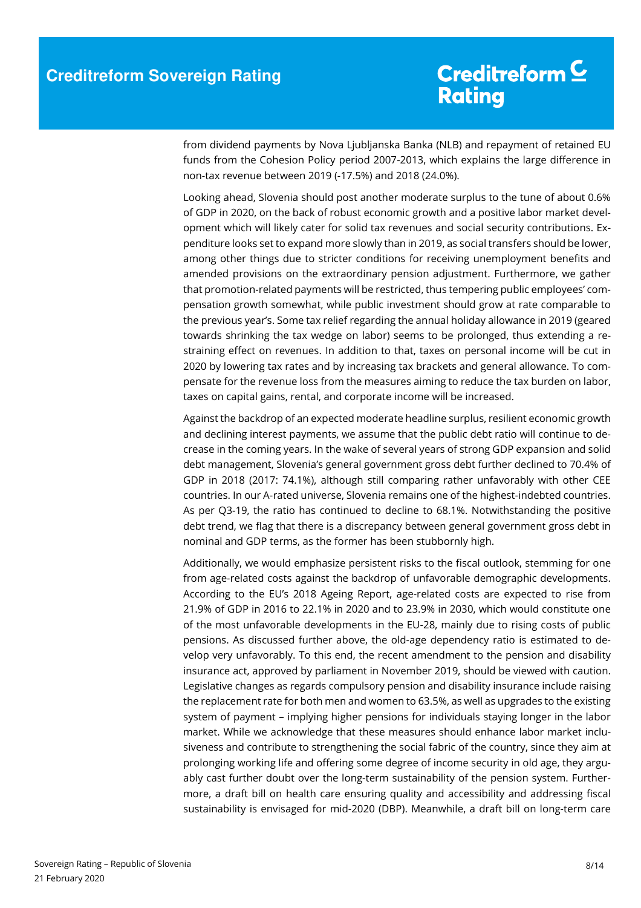from dividend payments by Nova Ljubljanska Banka (NLB) and repayment of retained EU funds from the Cohesion Policy period 2007-2013, which explains the large difference in non-tax revenue between 2019 (-17.5%) and 2018 (24.0%).

Looking ahead, Slovenia should post another moderate surplus to the tune of about 0.6% of GDP in 2020, on the back of robust economic growth and a positive labor market development which will likely cater for solid tax revenues and social security contributions. Expenditure looks set to expand more slowly than in 2019, as social transfers should be lower, among other things due to stricter conditions for receiving unemployment benefits and amended provisions on the extraordinary pension adjustment. Furthermore, we gather that promotion-related payments will be restricted, thus tempering public employees' compensation growth somewhat, while public investment should grow at rate comparable to the previous year's. Some tax relief regarding the annual holiday allowance in 2019 (geared towards shrinking the tax wedge on labor) seems to be prolonged, thus extending a restraining effect on revenues. In addition to that, taxes on personal income will be cut in 2020 by lowering tax rates and by increasing tax brackets and general allowance. To compensate for the revenue loss from the measures aiming to reduce the tax burden on labor, taxes on capital gains, rental, and corporate income will be increased.

Against the backdrop of an expected moderate headline surplus, resilient economic growth and declining interest payments, we assume that the public debt ratio will continue to decrease in the coming years. In the wake of several years of strong GDP expansion and solid debt management, Slovenia's general government gross debt further declined to 70.4% of GDP in 2018 (2017: 74.1%), although still comparing rather unfavorably with other CEE countries. In our A-rated universe, Slovenia remains one of the highest-indebted countries. As per Q3-19, the ratio has continued to decline to 68.1%. Notwithstanding the positive debt trend, we flag that there is a discrepancy between general government gross debt in nominal and GDP terms, as the former has been stubbornly high.

Additionally, we would emphasize persistent risks to the fiscal outlook, stemming for one from age-related costs against the backdrop of unfavorable demographic developments. According to the EU's 2018 Ageing Report, age-related costs are expected to rise from 21.9% of GDP in 2016 to 22.1% in 2020 and to 23.9% in 2030, which would constitute one of the most unfavorable developments in the EU-28, mainly due to rising costs of public pensions. As discussed further above, the old-age dependency ratio is estimated to develop very unfavorably. To this end, the recent amendment to the pension and disability insurance act, approved by parliament in November 2019, should be viewed with caution. Legislative changes as regards compulsory pension and disability insurance include raising the replacement rate for both men and women to 63.5%, as well as upgrades to the existing system of payment – implying higher pensions for individuals staying longer in the labor market. While we acknowledge that these measures should enhance labor market inclusiveness and contribute to strengthening the social fabric of the country, since they aim at prolonging working life and offering some degree of income security in old age, they arguably cast further doubt over the long-term sustainability of the pension system. Furthermore, a draft bill on health care ensuring quality and accessibility and addressing fiscal sustainability is envisaged for mid-2020 (DBP). Meanwhile, a draft bill on long-term care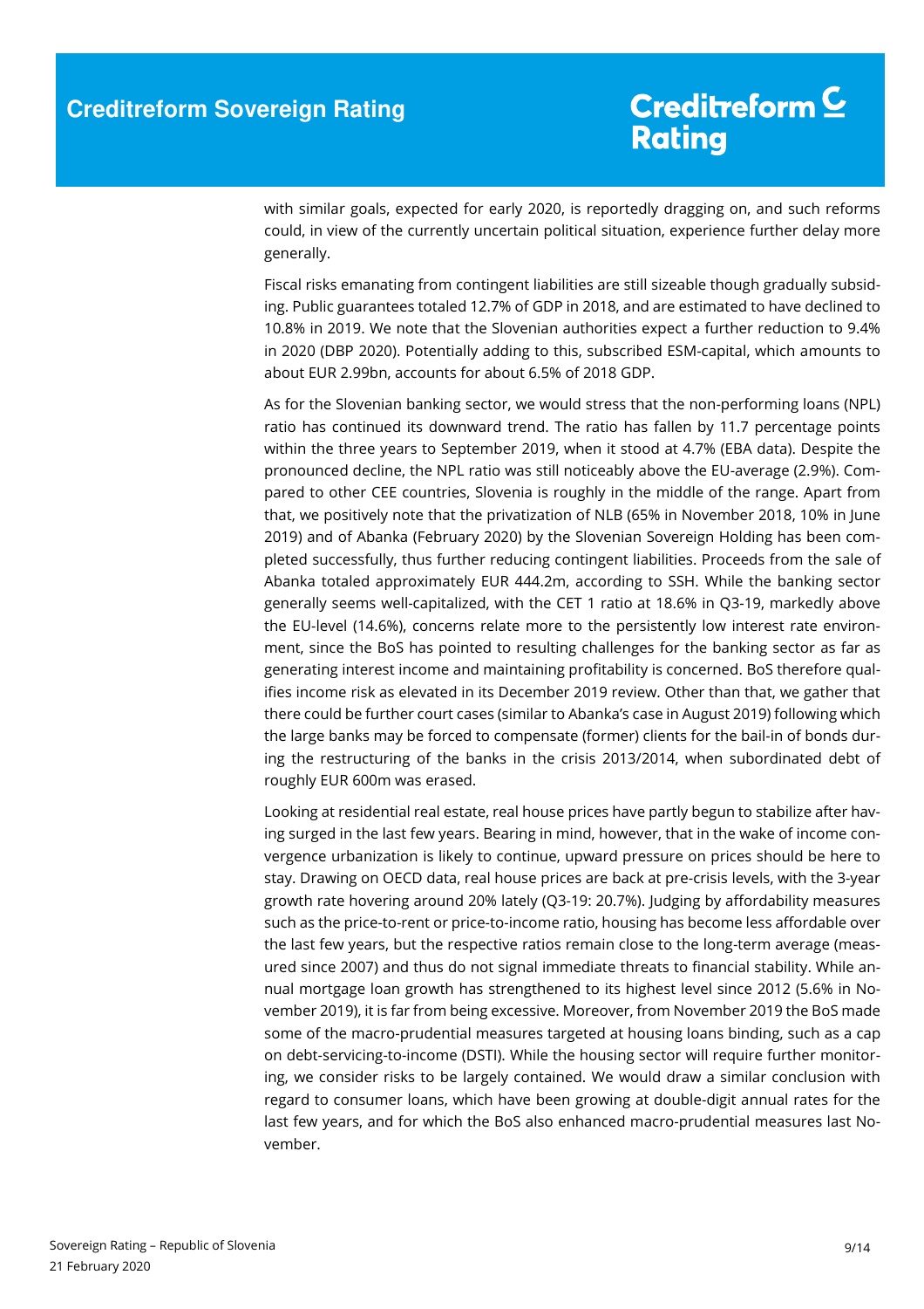with similar goals, expected for early 2020, is reportedly dragging on, and such reforms could, in view of the currently uncertain political situation, experience further delay more generally.

Fiscal risks emanating from contingent liabilities are still sizeable though gradually subsiding. Public guarantees totaled 12.7% of GDP in 2018, and are estimated to have declined to 10.8% in 2019. We note that the Slovenian authorities expect a further reduction to 9.4% in 2020 (DBP 2020). Potentially adding to this, subscribed ESM-capital, which amounts to about EUR 2.99bn, accounts for about 6.5% of 2018 GDP.

As for the Slovenian banking sector, we would stress that the non-performing loans (NPL) ratio has continued its downward trend. The ratio has fallen by 11.7 percentage points within the three years to September 2019, when it stood at 4.7% (EBA data). Despite the pronounced decline, the NPL ratio was still noticeably above the EU-average (2.9%). Compared to other CEE countries, Slovenia is roughly in the middle of the range. Apart from that, we positively note that the privatization of NLB (65% in November 2018, 10% in June 2019) and of Abanka (February 2020) by the Slovenian Sovereign Holding has been completed successfully, thus further reducing contingent liabilities. Proceeds from the sale of Abanka totaled approximately EUR 444.2m, according to SSH. While the banking sector generally seems well-capitalized, with the CET 1 ratio at 18.6% in Q3-19, markedly above the EU-level (14.6%), concerns relate more to the persistently low interest rate environment, since the BoS has pointed to resulting challenges for the banking sector as far as generating interest income and maintaining profitability is concerned. BoS therefore qualifies income risk as elevated in its December 2019 review. Other than that, we gather that there could be further court cases (similar to Abanka's case in August 2019) following which the large banks may be forced to compensate (former) clients for the bail-in of bonds during the restructuring of the banks in the crisis 2013/2014, when subordinated debt of roughly EUR 600m was erased.

Looking at residential real estate, real house prices have partly begun to stabilize after having surged in the last few years. Bearing in mind, however, that in the wake of income convergence urbanization is likely to continue, upward pressure on prices should be here to stay. Drawing on OECD data, real house prices are back at pre-crisis levels, with the 3-year growth rate hovering around 20% lately (Q3-19: 20.7%). Judging by affordability measures such as the price-to-rent or price-to-income ratio, housing has become less affordable over the last few years, but the respective ratios remain close to the long-term average (measured since 2007) and thus do not signal immediate threats to financial stability. While annual mortgage loan growth has strengthened to its highest level since 2012 (5.6% in November 2019), it is far from being excessive. Moreover, from November 2019 the BoS made some of the macro-prudential measures targeted at housing loans binding, such as a cap on debt-servicing-to-income (DSTI). While the housing sector will require further monitoring, we consider risks to be largely contained. We would draw a similar conclusion with regard to consumer loans, which have been growing at double-digit annual rates for the last few years, and for which the BoS also enhanced macro-prudential measures last November.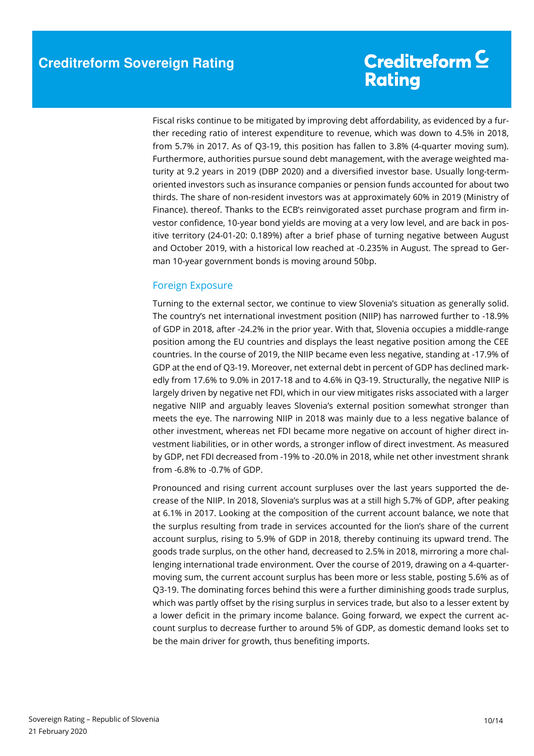Fiscal risks continue to be mitigated by improving debt affordability, as evidenced by a further receding ratio of interest expenditure to revenue, which was down to 4.5% in 2018, from 5.7% in 2017. As of Q3-19, this position has fallen to 3.8% (4-quarter moving sum). Furthermore, authorities pursue sound debt management, with the average weighted maturity at 9.2 years in 2019 (DBP 2020) and a diversified investor base. Usually long-term-oriented investors such as insurance companies or pension funds accounted for about two thirds. The share of non-resident investors was at approximately 60% in 2019 (Ministry of Finance). thereof. Thanks to the ECB's reinvigorated asset purchase program and firm investor confidence, 10-year bond yields are moving at a very low level, and are back in positive territory (24-01-20: 0.189%) after a brief phase of turning negative between August and October 2019, with a historical low reached at -0.235% in August. The spread to German 10-year government bonds is moving around 50bp.

## Foreign Exposure

Turning to the external sector, we continue to view Slovenia's situation as generally solid. The country's net international investment position (NIIP) has narrowed further to -18.9% of GDP in 2018, after -24.2% in the prior year. With that, Slovenia occupies a middle-range position among the EU countries and displays the least negative position among the CEE countries. In the course of 2019, the NIIP became even less negative, standing at -17.9% of GDP at the end of Q3-19. Moreover, net external debt in percent of GDP has declined markedly from 17.6% to 9.0% in 2017-18 and to 4.6% in Q3-19. Structurally, the negative NIIP is largely driven by negative net FDI, which in our view mitigates risks associated with a larger negative NIIP and arguably leaves Slovenia's external position somewhat stronger than meets the eye. The narrowing NIIP in 2018 was mainly due to a less negative balance of other investment, whereas net FDI became more negative on account of higher direct investment liabilities, or in other words, a stronger inflow of direct investment. As measured by GDP, net FDI decreased from -19% to -20.0% in 2018, while net other investment shrank from -6.8% to -0.7% of GDP.

Pronounced and rising current account surpluses over the last years supported the decrease of the NIIP. In 2018, Slovenia's surplus was at a still high 5.7% of GDP, after peaking at 6.1% in 2017. Looking at the composition of the current account balance, we note that the surplus resulting from trade in services accounted for the lion's share of the current account surplus, rising to 5.9% of GDP in 2018, thereby continuing its upward trend. The goods trade surplus, on the other hand, decreased to 2.5% in 2018, mirroring a more challenging international trade environment. Over the course of 2019, drawing on a 4-quarter-moving sum, the current account surplus has been more or less stable, posting 5.6% as of Q3-19. The dominating forces behind this were a further diminishing goods trade surplus, which was partly offset by the rising surplus in services trade, but also to a lesser extent by a lower deficit in the primary income balance. Going forward, we expect the current account surplus to decrease further to around 5% of GDP, as domestic demand looks set to be the main driver for growth, thus benefiting imports.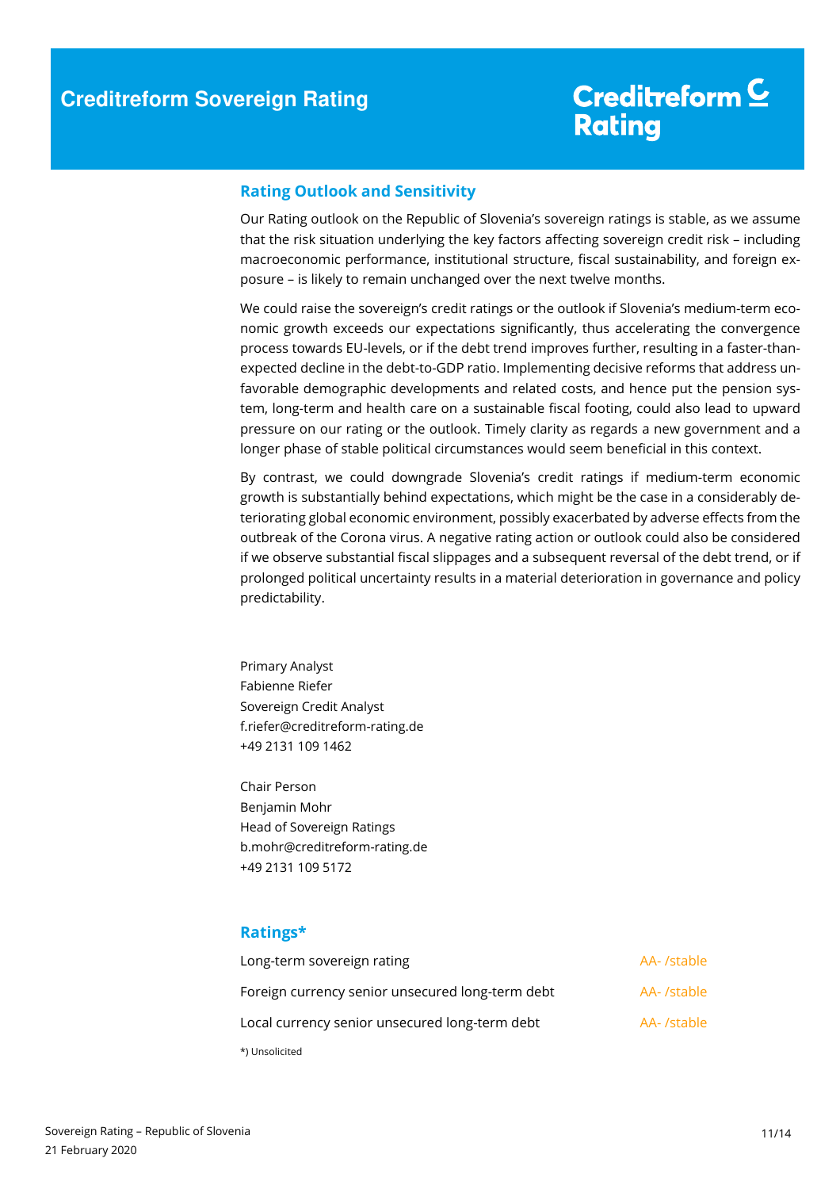## Rating Outlook and Sensitivity

Our Rating outlook on the Republic of Slovenia's sovereign ratings is stable, as we assume that the risk situation underlying the key factors affecting sovereign credit risk – including macroeconomic performance, institutional structure, fiscal sustainability, and foreign exposure – is likely to remain unchanged over the next twelve months.

We could raise the sovereign's credit ratings or the outlook if Slovenia's medium-term economic growth exceeds our expectations significantly, thus accelerating the convergence process towards EU-levels, or if the debt trend improves further, resulting in a faster-than-expected decline in the debt-to-GDP ratio. Implementing decisive reforms that address unfavorable demographic developments and related costs, and hence put the pension system, long-term and health care on a sustainable fiscal footing, could also lead to upward pressure on our rating or the outlook. Timely clarity as regards a new government and a longer phase of stable political circumstances would seem beneficial in this context.

By contrast, we could downgrade Slovenia's credit ratings if medium-term economic growth is substantially behind expectations, which might be the case in a considerably deteriorating global economic environment, possibly exacerbated by adverse effects from the outbreak of the Corona virus. A negative rating action or outlook could also be considered if we observe substantial fiscal slippages and a subsequent reversal of the debt trend, or if prolonged political uncertainty results in a material deterioration in governance and policy predictability.

Primary Analyst
Fabienne Riefer
Sovereign Credit Analyst
f.riefer@creditreform-rating.de
+49 2131 109 1462

Chair Person
Benjamin Mohr
Head of Sovereign Ratings
b.mohr@creditreform-rating.de
+49 2131 109 5172

## Ratings*

| | |
|---|---|
| Long-term sovereign rating | AA- /stable |
| Foreign currency senior unsecured long-term debt | AA- /stable |
| Local currency senior unsecured long-term debt | AA- /stable |

*) Unsolicited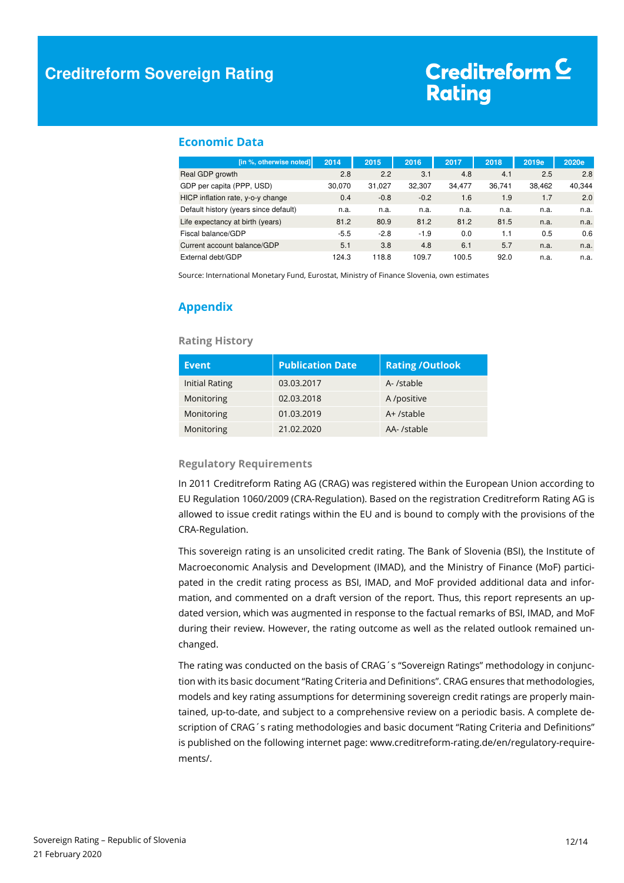## Economic Data

| [in %, otherwise noted] | 2014 | 2015 | 2016 | 2017 | 2018 | 2019e | 2020e |
|---|---|---|---|---|---|---|---|
| Real GDP growth | 2.8 | 2.2 | 3.1 | 4.8 | 4.1 | 2.5 | 2.8 |
| GDP per capita (PPP, USD) | 30,070 | 31,027 | 32,307 | 34,477 | 36,741 | 38,462 | 40,344 |
| HICP inflation rate, y-o-y change | 0.4 | -0.8 | -0.2 | 1.6 | 1.9 | 1.7 | 2.0 |
| Default history (years since default) | n.a. | n.a. | n.a. | n.a. | n.a. | n.a. | n.a. |
| Life expectancy at birth (years) | 81.2 | 80.9 | 81.2 | 81.2 | 81.5 | n.a. | n.a. |
| Fiscal balance/GDP | -5.5 | -2.8 | -1.9 | 0.0 | 1.1 | 0.5 | 0.6 |
| Current account balance/GDP | 5.1 | 3.8 | 4.8 | 6.1 | 5.7 | n.a. | n.a. |
| External debt/GDP | 124.3 | 118.8 | 109.7 | 100.5 | 92.0 | n.a. | n.a. |

Source: International Monetary Fund, Eurostat, Ministry of Finance Slovenia, own estimates

## Appendix

### Rating History

| Event | Publication Date | Rating /Outlook |
|---|---|---|
| Initial Rating | 03.03.2017 | A- /stable |
| Monitoring | 02.03.2018 | A /positive |
| Monitoring | 01.03.2019 | A+ /stable |
| Monitoring | 21.02.2020 | AA- /stable |

### Regulatory Requirements

In 2011 Creditreform Rating AG (CRAG) was registered within the European Union according to EU Regulation 1060/2009 (CRA-Regulation). Based on the registration Creditreform Rating AG is allowed to issue credit ratings within the EU and is bound to comply with the provisions of the CRA-Regulation.

This sovereign rating is an unsolicited credit rating. The Bank of Slovenia (BSI), the Institute of Macroeconomic Analysis and Development (IMAD), and the Ministry of Finance (MoF) participated in the credit rating process as BSI, IMAD, and MoF provided additional data and information, and commented on a draft version of the report. Thus, this report represents an updated version, which was augmented in response to the factual remarks of BSI, IMAD, and MoF during their review. However, the rating outcome as well as the related outlook remained unchanged.

The rating was conducted on the basis of CRAG´s "Sovereign Ratings" methodology in conjunction with its basic document "Rating Criteria and Definitions". CRAG ensures that methodologies, models and key rating assumptions for determining sovereign credit ratings are properly maintained, up-to-date, and subject to a comprehensive review on a periodic basis. A complete description of CRAG´s rating methodologies and basic document "Rating Criteria and Definitions" is published on the following internet page: www.creditreform-rating.de/en/regulatory-requirements/.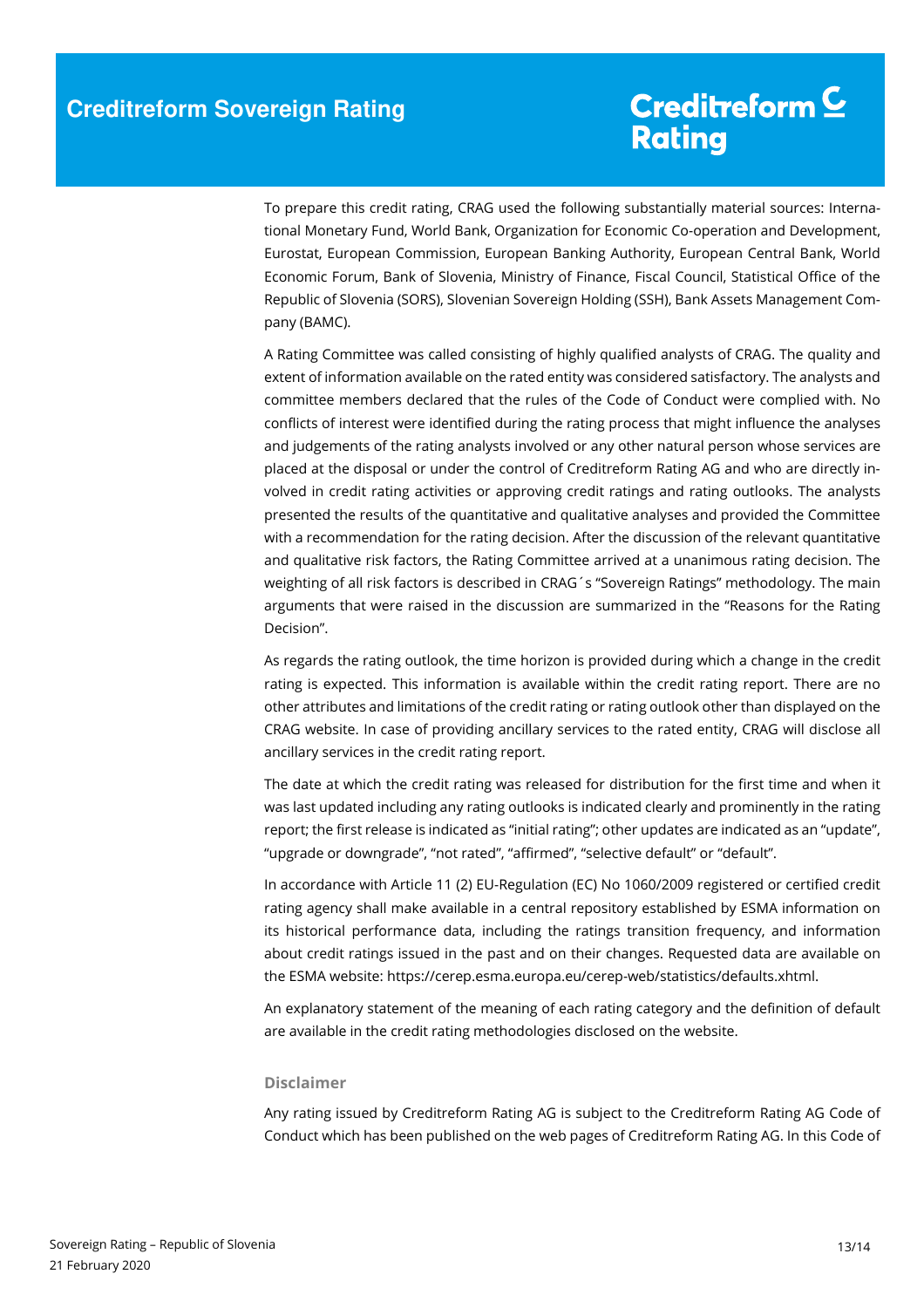To prepare this credit rating, CRAG used the following substantially material sources: International Monetary Fund, World Bank, Organization for Economic Co-operation and Development, Eurostat, European Commission, European Banking Authority, European Central Bank, World Economic Forum, Bank of Slovenia, Ministry of Finance, Fiscal Council, Statistical Office of the Republic of Slovenia (SORS), Slovenian Sovereign Holding (SSH), Bank Assets Management Company (BAMC).

A Rating Committee was called consisting of highly qualified analysts of CRAG. The quality and extent of information available on the rated entity was considered satisfactory. The analysts and committee members declared that the rules of the Code of Conduct were complied with. No conflicts of interest were identified during the rating process that might influence the analyses and judgements of the rating analysts involved or any other natural person whose services are placed at the disposal or under the control of Creditreform Rating AG and who are directly involved in credit rating activities or approving credit ratings and rating outlooks. The analysts presented the results of the quantitative and qualitative analyses and provided the Committee with a recommendation for the rating decision. After the discussion of the relevant quantitative and qualitative risk factors, the Rating Committee arrived at a unanimous rating decision. The weighting of all risk factors is described in CRAG´s "Sovereign Ratings" methodology. The main arguments that were raised in the discussion are summarized in the "Reasons for the Rating Decision".

As regards the rating outlook, the time horizon is provided during which a change in the credit rating is expected. This information is available within the credit rating report. There are no other attributes and limitations of the credit rating or rating outlook other than displayed on the CRAG website. In case of providing ancillary services to the rated entity, CRAG will disclose all ancillary services in the credit rating report.

The date at which the credit rating was released for distribution for the first time and when it was last updated including any rating outlooks is indicated clearly and prominently in the rating report; the first release is indicated as "initial rating"; other updates are indicated as an "update", "upgrade or downgrade", "not rated", "affirmed", "selective default" or "default".

In accordance with Article 11 (2) EU-Regulation (EC) No 1060/2009 registered or certified credit rating agency shall make available in a central repository established by ESMA information on its historical performance data, including the ratings transition frequency, and information about credit ratings issued in the past and on their changes. Requested data are available on the ESMA website: https://cerep.esma.europa.eu/cerep-web/statistics/defaults.xhtml.

An explanatory statement of the meaning of each rating category and the definition of default are available in the credit rating methodologies disclosed on the website.

### Disclaimer

Any rating issued by Creditreform Rating AG is subject to the Creditreform Rating AG Code of Conduct which has been published on the web pages of Creditreform Rating AG. In this Code of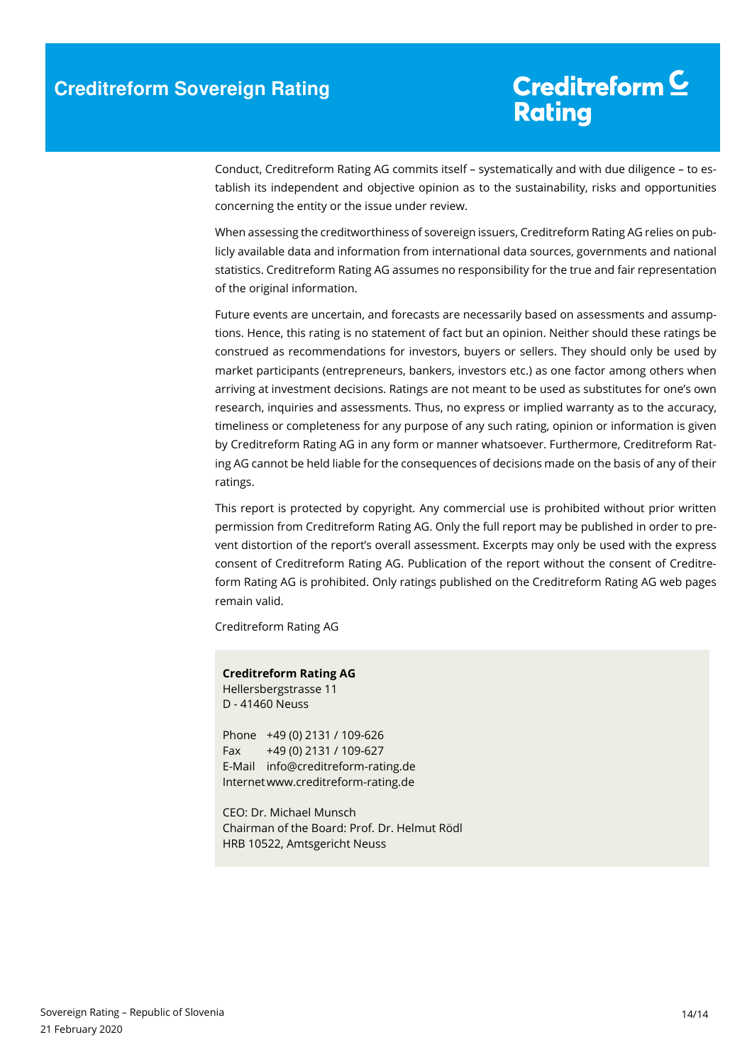Conduct, Creditreform Rating AG commits itself – systematically and with due diligence – to establish its independent and objective opinion as to the sustainability, risks and opportunities concerning the entity or the issue under review.

When assessing the creditworthiness of sovereign issuers, Creditreform Rating AG relies on publicly available data and information from international data sources, governments and national statistics. Creditreform Rating AG assumes no responsibility for the true and fair representation of the original information.

Future events are uncertain, and forecasts are necessarily based on assessments and assumptions. Hence, this rating is no statement of fact but an opinion. Neither should these ratings be construed as recommendations for investors, buyers or sellers. They should only be used by market participants (entrepreneurs, bankers, investors etc.) as one factor among others when arriving at investment decisions. Ratings are not meant to be used as substitutes for one's own research, inquiries and assessments. Thus, no express or implied warranty as to the accuracy, timeliness or completeness for any purpose of any such rating, opinion or information is given by Creditreform Rating AG in any form or manner whatsoever. Furthermore, Creditreform Rating AG cannot be held liable for the consequences of decisions made on the basis of any of their ratings.

This report is protected by copyright. Any commercial use is prohibited without prior written permission from Creditreform Rating AG. Only the full report may be published in order to prevent distortion of the report's overall assessment. Excerpts may only be used with the express consent of Creditreform Rating AG. Publication of the report without the consent of Creditreform Rating AG is prohibited. Only ratings published on the Creditreform Rating AG web pages remain valid.

Creditreform Rating AG

**Creditreform Rating AG**
Hellersbergstrasse 11
D - 41460 Neuss

Phone +49 (0) 2131 / 109-626
Fax +49 (0) 2131 / 109-627
E-Mail info@creditreform-rating.de
Internet www.creditreform-rating.de

CEO: Dr. Michael Munsch
Chairman of the Board: Prof. Dr. Helmut Rödl
HRB 10522, Amtsgericht Neuss